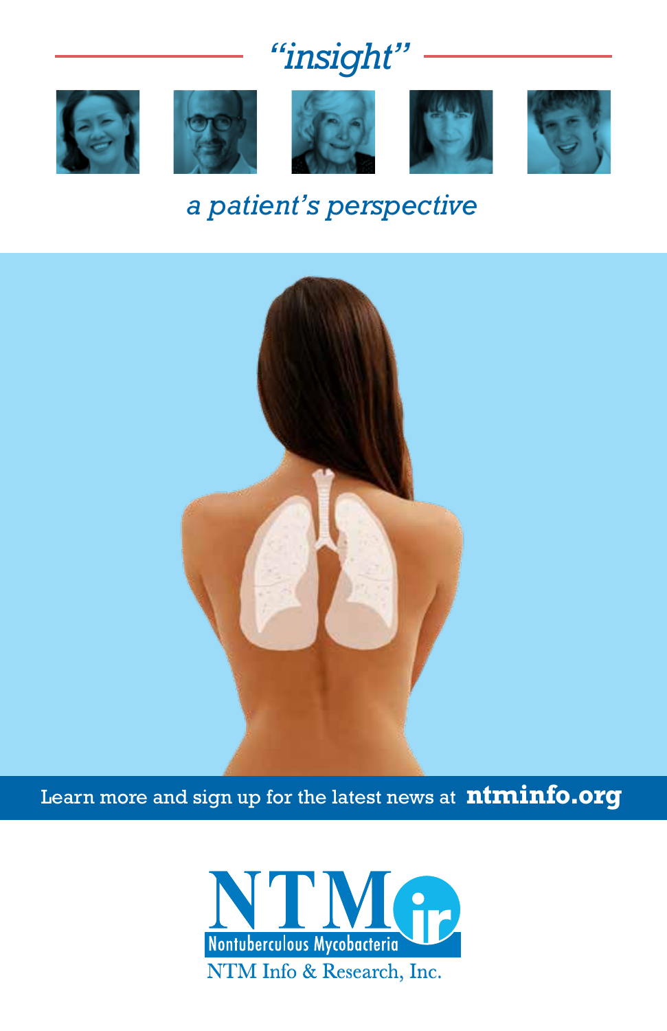# "insight"

## a patient's perspective

Learn more and sign up for the latest news at **ntminfo.org**

NTM ir

Nontuberculous Mycobacteria

NTM Info & Research, Inc.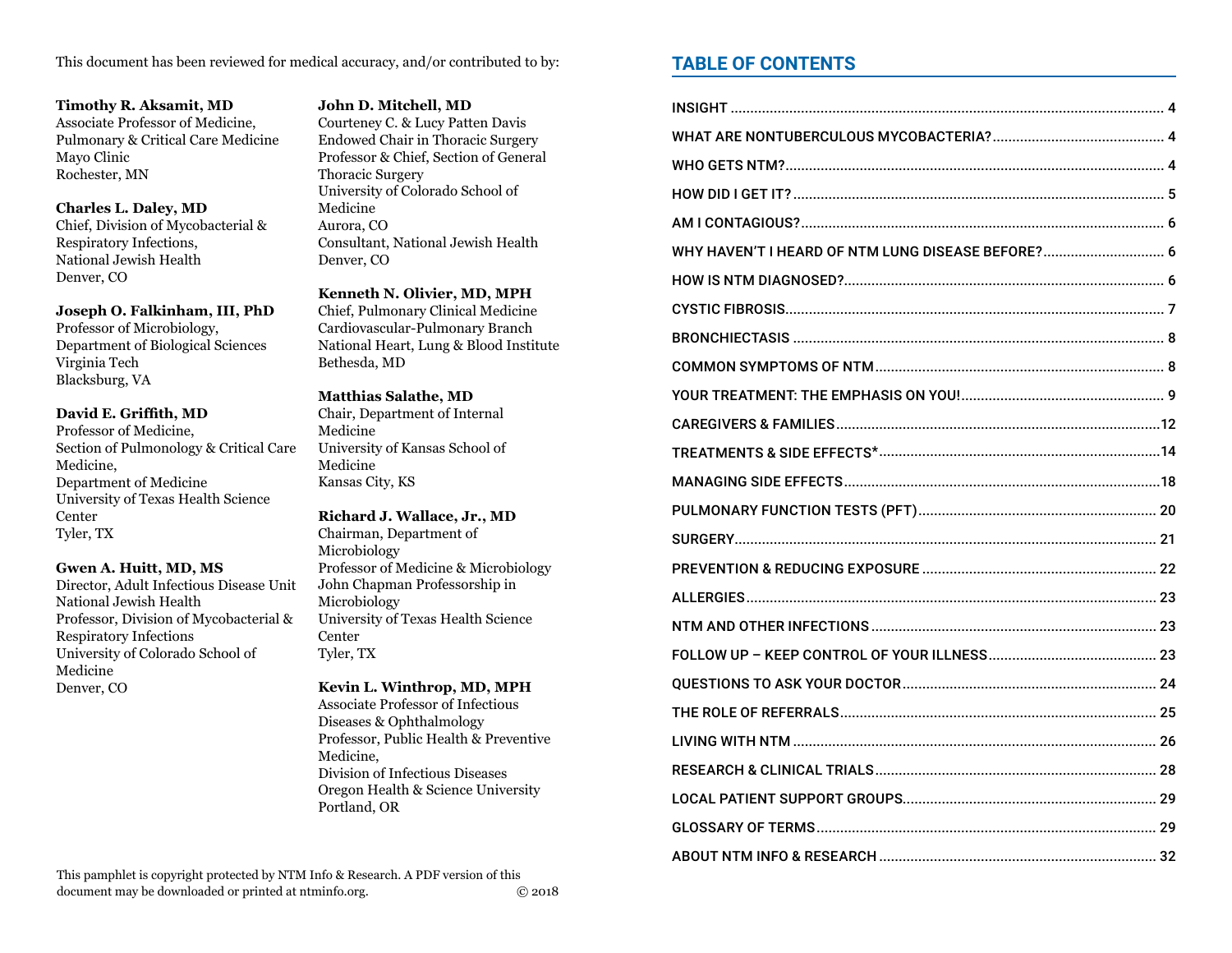This document has been reviewed for medical accuracy, and/or contributed to by:

**Timothy R. Aksamit, MD**
Associate Professor of Medicine,
Pulmonary & Critical Care Medicine
Mayo Clinic
Rochester, MN

**Charles L. Daley, MD**
Chief, Division of Mycobacterial & Respiratory Infections,
National Jewish Health
Denver, CO

**Joseph O. Falkinham, III, PhD**
Professor of Microbiology,
Department of Biological Sciences
Virginia Tech
Blacksburg, VA

**David E. Griffith, MD**
Professor of Medicine,
Section of Pulmonology & Critical Care Medicine,
Department of Medicine
University of Texas Health Science Center
Tyler, TX

**Gwen A. Huitt, MD, MS**
Director, Adult Infectious Disease Unit
National Jewish Health
Professor, Division of Mycobacterial & Respiratory Infections
University of Colorado School of Medicine
Denver, CO

**John D. Mitchell, MD**
Courteney C. & Lucy Patten Davis Endowed Chair in Thoracic Surgery
Professor & Chief, Section of General Thoracic Surgery
University of Colorado School of Medicine
Aurora, CO
Consultant, National Jewish Health
Denver, CO

**Kenneth N. Olivier, MD, MPH**
Chief, Pulmonary Clinical Medicine
Cardiovascular-Pulmonary Branch
National Heart, Lung & Blood Institute
Bethesda, MD

**Matthias Salathe, MD**
Chair, Department of Internal Medicine
University of Kansas School of Medicine
Kansas City, KS

**Richard J. Wallace, Jr., MD**
Chairman, Department of Microbiology
Professor of Medicine & Microbiology
John Chapman Professorship in Microbiology
University of Texas Health Science Center
Tyler, TX

**Kevin L. Winthrop, MD, MPH**
Associate Professor of Infectious Diseases & Ophthalmology
Professor, Public Health & Preventive Medicine,
Division of Infectious Diseases
Oregon Health & Science University
Portland, OR

This pamphlet is copyright protected by NTM Info & Research. A PDF version of this document may be downloaded or printed at ntminfo.org. © 2018

## TABLE OF CONTENTS

- INSIGHT ... 4
- WHAT ARE NONTUBERCULOUS MYCOBACTERIA? ... 4
- WHO GETS NTM? ... 4
- HOW DID I GET IT? ... 5
- AM I CONTAGIOUS? ... 6
- WHY HAVEN'T I HEARD OF NTM LUNG DISEASE BEFORE? ... 6
- HOW IS NTM DIAGNOSED? ... 6
- CYSTIC FIBROSIS ... 7
- BRONCHIECTASIS ... 8
- COMMON SYMPTOMS OF NTM ... 8
- YOUR TREATMENT: THE EMPHASIS ON YOU! ... 9
- CAREGIVERS & FAMILIES ... 12
- TREATMENTS & SIDE EFFECTS* ... 14
- MANAGING SIDE EFFECTS ... 18
- PULMONARY FUNCTION TESTS (PFT) ... 20
- SURGERY ... 21
- PREVENTION & REDUCING EXPOSURE ... 22
- ALLERGIES ... 23
- NTM AND OTHER INFECTIONS ... 23
- FOLLOW UP – KEEP CONTROL OF YOUR ILLNESS ... 23
- QUESTIONS TO ASK YOUR DOCTOR ... 24
- THE ROLE OF REFERRALS ... 25
- LIVING WITH NTM ... 26
- RESEARCH & CLINICAL TRIALS ... 28
- LOCAL PATIENT SUPPORT GROUPS ... 29
- GLOSSARY OF TERMS ... 29
- ABOUT NTM INFO & RESEARCH ... 32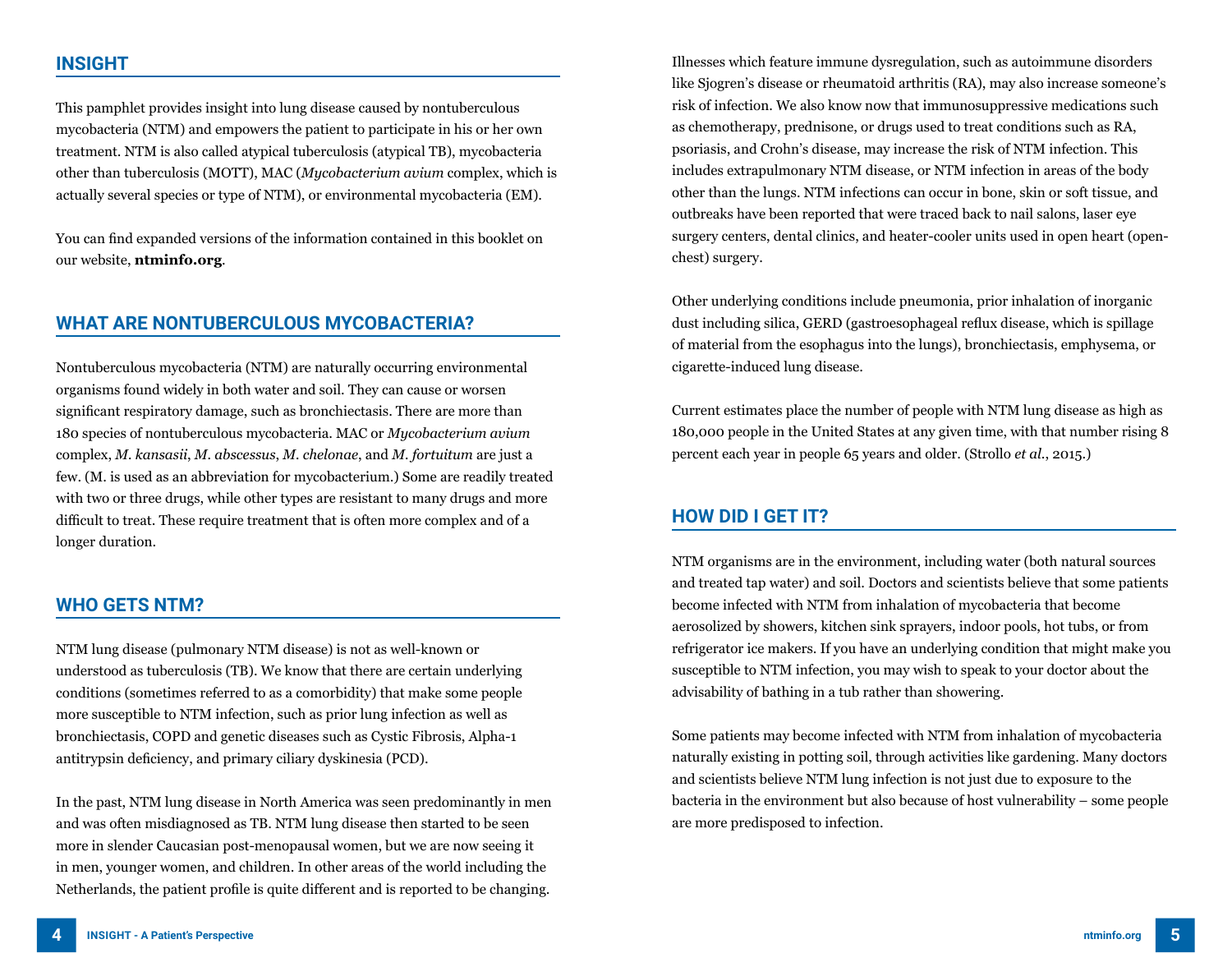## INSIGHT

This pamphlet provides insight into lung disease caused by nontuberculous mycobacteria (NTM) and empowers the patient to participate in his or her own treatment. NTM is also called atypical tuberculosis (atypical TB), mycobacteria other than tuberculosis (MOTT), MAC (*Mycobacterium avium* complex, which is actually several species or type of NTM), or environmental mycobacteria (EM).

You can find expanded versions of the information contained in this booklet on our website, **ntminfo.org**.

## WHAT ARE NONTUBERCULOUS MYCOBACTERIA?

Nontuberculous mycobacteria (NTM) are naturally occurring environmental organisms found widely in both water and soil. They can cause or worsen significant respiratory damage, such as bronchiectasis. There are more than 180 species of nontuberculous mycobacteria. MAC or *Mycobacterium avium* complex, *M. kansasii*, *M. abscessus*, *M. chelonae*, and *M. fortuitum* are just a few. (M. is used as an abbreviation for mycobacterium.) Some are readily treated with two or three drugs, while other types are resistant to many drugs and more difficult to treat. These require treatment that is often more complex and of a longer duration.

## WHO GETS NTM?

NTM lung disease (pulmonary NTM disease) is not as well-known or understood as tuberculosis (TB). We know that there are certain underlying conditions (sometimes referred to as a comorbidity) that make some people more susceptible to NTM infection, such as prior lung infection as well as bronchiectasis, COPD and genetic diseases such as Cystic Fibrosis, Alpha-1 antitrypsin deficiency, and primary ciliary dyskinesia (PCD).

In the past, NTM lung disease in North America was seen predominantly in men and was often misdiagnosed as TB. NTM lung disease then started to be seen more in slender Caucasian post-menopausal women, but we are now seeing it in men, younger women, and children. In other areas of the world including the Netherlands, the patient profile is quite different and is reported to be changing.

Illnesses which feature immune dysregulation, such as autoimmune disorders like Sjogren's disease or rheumatoid arthritis (RA), may also increase someone's risk of infection. We also know now that immunosuppressive medications such as chemotherapy, prednisone, or drugs used to treat conditions such as RA, psoriasis, and Crohn's disease, may increase the risk of NTM infection. This includes extrapulmonary NTM disease, or NTM infection in areas of the body other than the lungs. NTM infections can occur in bone, skin or soft tissue, and outbreaks have been reported that were traced back to nail salons, laser eye surgery centers, dental clinics, and heater-cooler units used in open heart (open-chest) surgery.

Other underlying conditions include pneumonia, prior inhalation of inorganic dust including silica, GERD (gastroesophageal reflux disease, which is spillage of material from the esophagus into the lungs), bronchiectasis, emphysema, or cigarette-induced lung disease.

Current estimates place the number of people with NTM lung disease as high as 180,000 people in the United States at any given time, with that number rising 8 percent each year in people 65 years and older. (Strollo *et al.*, 2015.)

## HOW DID I GET IT?

NTM organisms are in the environment, including water (both natural sources and treated tap water) and soil. Doctors and scientists believe that some patients become infected with NTM from inhalation of mycobacteria that become aerosolized by showers, kitchen sink sprayers, indoor pools, hot tubs, or from refrigerator ice makers. If you have an underlying condition that might make you susceptible to NTM infection, you may wish to speak to your doctor about the advisability of bathing in a tub rather than showering.

Some patients may become infected with NTM from inhalation of mycobacteria naturally existing in potting soil, through activities like gardening. Many doctors and scientists believe NTM lung infection is not just due to exposure to the bacteria in the environment but also because of host vulnerability – some people are more predisposed to infection.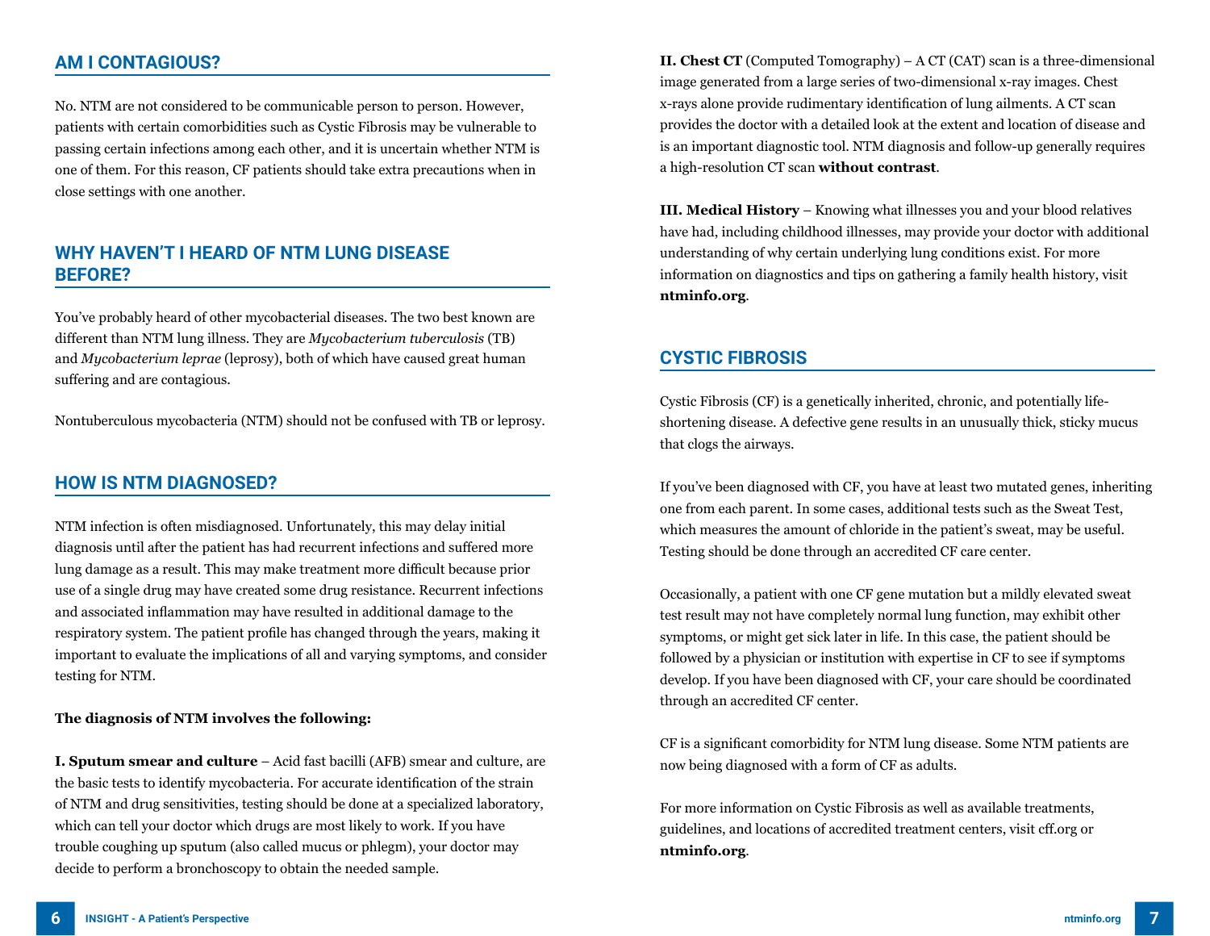## AM I CONTAGIOUS?

No. NTM are not considered to be communicable person to person. However, patients with certain comorbidities such as Cystic Fibrosis may be vulnerable to passing certain infections among each other, and it is uncertain whether NTM is one of them. For this reason, CF patients should take extra precautions when in close settings with one another.

## WHY HAVEN'T I HEARD OF NTM LUNG DISEASE BEFORE?

You've probably heard of other mycobacterial diseases. The two best known are different than NTM lung illness. They are *Mycobacterium tuberculosis* (TB) and *Mycobacterium leprae* (leprosy), both of which have caused great human suffering and are contagious.

Nontuberculous mycobacteria (NTM) should not be confused with TB or leprosy.

## HOW IS NTM DIAGNOSED?

NTM infection is often misdiagnosed. Unfortunately, this may delay initial diagnosis until after the patient has had recurrent infections and suffered more lung damage as a result. This may make treatment more difficult because prior use of a single drug may have created some drug resistance. Recurrent infections and associated inflammation may have resulted in additional damage to the respiratory system. The patient profile has changed through the years, making it important to evaluate the implications of all and varying symptoms, and consider testing for NTM.

**The diagnosis of NTM involves the following:**

**I. Sputum smear and culture** – Acid fast bacilli (AFB) smear and culture, are the basic tests to identify mycobacteria. For accurate identification of the strain of NTM and drug sensitivities, testing should be done at a specialized laboratory, which can tell your doctor which drugs are most likely to work. If you have trouble coughing up sputum (also called mucus or phlegm), your doctor may decide to perform a bronchoscopy to obtain the needed sample.

**II. Chest CT** (Computed Tomography) – A CT (CAT) scan is a three-dimensional image generated from a large series of two-dimensional x-ray images. Chest x-rays alone provide rudimentary identification of lung ailments. A CT scan provides the doctor with a detailed look at the extent and location of disease and is an important diagnostic tool. NTM diagnosis and follow-up generally requires a high-resolution CT scan **without contrast**.

**III. Medical History** – Knowing what illnesses you and your blood relatives have had, including childhood illnesses, may provide your doctor with additional understanding of why certain underlying lung conditions exist. For more information on diagnostics and tips on gathering a family health history, visit **ntminfo.org**.

## CYSTIC FIBROSIS

Cystic Fibrosis (CF) is a genetically inherited, chronic, and potentially life-shortening disease. A defective gene results in an unusually thick, sticky mucus that clogs the airways.

If you've been diagnosed with CF, you have at least two mutated genes, inheriting one from each parent. In some cases, additional tests such as the Sweat Test, which measures the amount of chloride in the patient's sweat, may be useful. Testing should be done through an accredited CF care center.

Occasionally, a patient with one CF gene mutation but a mildly elevated sweat test result may not have completely normal lung function, may exhibit other symptoms, or might get sick later in life. In this case, the patient should be followed by a physician or institution with expertise in CF to see if symptoms develop. If you have been diagnosed with CF, your care should be coordinated through an accredited CF center.

CF is a significant comorbidity for NTM lung disease. Some NTM patients are now being diagnosed with a form of CF as adults.

For more information on Cystic Fibrosis as well as available treatments, guidelines, and locations of accredited treatment centers, visit cff.org or **ntminfo.org**.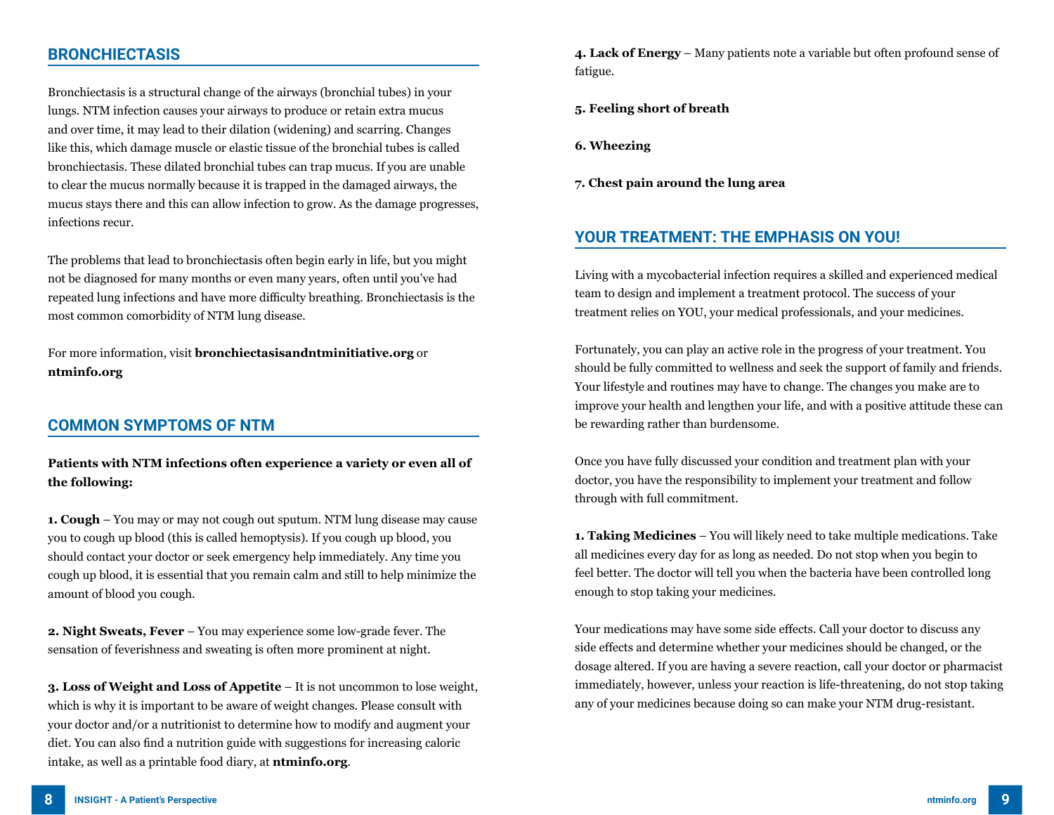## BRONCHIECTASIS

Bronchiectasis is a structural change of the airways (bronchial tubes) in your lungs. NTM infection causes your airways to produce or retain extra mucus and over time, it may lead to their dilation (widening) and scarring. Changes like this, which damage muscle or elastic tissue of the bronchial tubes is called bronchiectasis. These dilated bronchial tubes can trap mucus. If you are unable to clear the mucus normally because it is trapped in the damaged airways, the mucus stays there and this can allow infection to grow. As the damage progresses, infections recur.

The problems that lead to bronchiectasis often begin early in life, but you might not be diagnosed for many months or even many years, often until you've had repeated lung infections and have more difficulty breathing. Bronchiectasis is the most common comorbidity of NTM lung disease.

For more information, visit **bronchiectasisandntminitiative.org** or **ntminfo.org**

## COMMON SYMPTOMS OF NTM

**Patients with NTM infections often experience a variety or even all of the following:**

**1. Cough** – You may or may not cough out sputum. NTM lung disease may cause you to cough up blood (this is called hemoptysis). If you cough up blood, you should contact your doctor or seek emergency help immediately. Any time you cough up blood, it is essential that you remain calm and still to help minimize the amount of blood you cough.

**2. Night Sweats, Fever** – You may experience some low-grade fever. The sensation of feverishness and sweating is often more prominent at night.

**3. Loss of Weight and Loss of Appetite** – It is not uncommon to lose weight, which is why it is important to be aware of weight changes. Please consult with your doctor and/or a nutritionist to determine how to modify and augment your diet. You can also find a nutrition guide with suggestions for increasing caloric intake, as well as a printable food diary, at **ntminfo.org**.

**4. Lack of Energy** – Many patients note a variable but often profound sense of fatigue.

**5. Feeling short of breath**

**6. Wheezing**

**7. Chest pain around the lung area**

## YOUR TREATMENT: THE EMPHASIS ON YOU!

Living with a mycobacterial infection requires a skilled and experienced medical team to design and implement a treatment protocol. The success of your treatment relies on YOU, your medical professionals, and your medicines.

Fortunately, you can play an active role in the progress of your treatment. You should be fully committed to wellness and seek the support of family and friends. Your lifestyle and routines may have to change. The changes you make are to improve your health and lengthen your life, and with a positive attitude these can be rewarding rather than burdensome.

Once you have fully discussed your condition and treatment plan with your doctor, you have the responsibility to implement your treatment and follow through with full commitment.

**1. Taking Medicines** – You will likely need to take multiple medications. Take all medicines every day for as long as needed. Do not stop when you begin to feel better. The doctor will tell you when the bacteria have been controlled long enough to stop taking your medicines.

Your medications may have some side effects. Call your doctor to discuss any side effects and determine whether your medicines should be changed, or the dosage altered. If you are having a severe reaction, call your doctor or pharmacist immediately, however, unless your reaction is life-threatening, do not stop taking any of your medicines because doing so can make your NTM drug-resistant.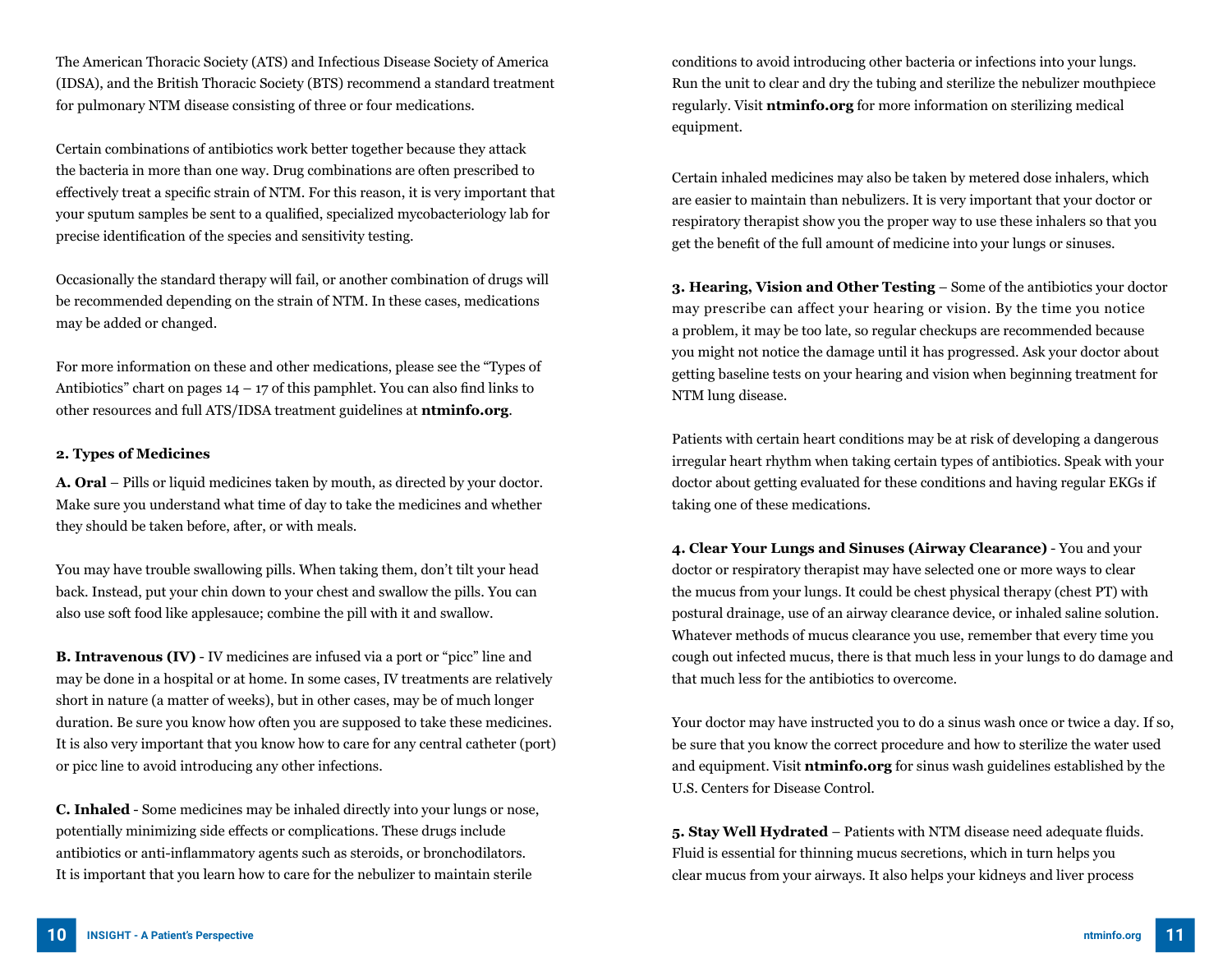The American Thoracic Society (ATS) and Infectious Disease Society of America (IDSA), and the British Thoracic Society (BTS) recommend a standard treatment for pulmonary NTM disease consisting of three or four medications.

Certain combinations of antibiotics work better together because they attack the bacteria in more than one way. Drug combinations are often prescribed to effectively treat a specific strain of NTM. For this reason, it is very important that your sputum samples be sent to a qualified, specialized mycobacteriology lab for precise identification of the species and sensitivity testing.

Occasionally the standard therapy will fail, or another combination of drugs will be recommended depending on the strain of NTM. In these cases, medications may be added or changed.

For more information on these and other medications, please see the "Types of Antibiotics" chart on pages 14 – 17 of this pamphlet. You can also find links to other resources and full ATS/IDSA treatment guidelines at **ntminfo.org**.

**2. Types of Medicines**

**A. Oral** – Pills or liquid medicines taken by mouth, as directed by your doctor. Make sure you understand what time of day to take the medicines and whether they should be taken before, after, or with meals.

You may have trouble swallowing pills. When taking them, don't tilt your head back. Instead, put your chin down to your chest and swallow the pills. You can also use soft food like applesauce; combine the pill with it and swallow.

**B. Intravenous (IV)** - IV medicines are infused via a port or "picc" line and may be done in a hospital or at home. In some cases, IV treatments are relatively short in nature (a matter of weeks), but in other cases, may be of much longer duration. Be sure you know how often you are supposed to take these medicines. It is also very important that you know how to care for any central catheter (port) or picc line to avoid introducing any other infections.

**C. Inhaled** - Some medicines may be inhaled directly into your lungs or nose, potentially minimizing side effects or complications. These drugs include antibiotics or anti-inflammatory agents such as steroids, or bronchodilators. It is important that you learn how to care for the nebulizer to maintain sterile conditions to avoid introducing other bacteria or infections into your lungs. Run the unit to clear and dry the tubing and sterilize the nebulizer mouthpiece regularly. Visit **ntminfo.org** for more information on sterilizing medical equipment.

Certain inhaled medicines may also be taken by metered dose inhalers, which are easier to maintain than nebulizers. It is very important that your doctor or respiratory therapist show you the proper way to use these inhalers so that you get the benefit of the full amount of medicine into your lungs or sinuses.

**3. Hearing, Vision and Other Testing** – Some of the antibiotics your doctor may prescribe can affect your hearing or vision. By the time you notice a problem, it may be too late, so regular checkups are recommended because you might not notice the damage until it has progressed. Ask your doctor about getting baseline tests on your hearing and vision when beginning treatment for NTM lung disease.

Patients with certain heart conditions may be at risk of developing a dangerous irregular heart rhythm when taking certain types of antibiotics. Speak with your doctor about getting evaluated for these conditions and having regular EKGs if taking one of these medications.

**4. Clear Your Lungs and Sinuses (Airway Clearance)** - You and your doctor or respiratory therapist may have selected one or more ways to clear the mucus from your lungs. It could be chest physical therapy (chest PT) with postural drainage, use of an airway clearance device, or inhaled saline solution. Whatever methods of mucus clearance you use, remember that every time you cough out infected mucus, there is that much less in your lungs to do damage and that much less for the antibiotics to overcome.

Your doctor may have instructed you to do a sinus wash once or twice a day. If so, be sure that you know the correct procedure and how to sterilize the water used and equipment. Visit **ntminfo.org** for sinus wash guidelines established by the U.S. Centers for Disease Control.

**5. Stay Well Hydrated** – Patients with NTM disease need adequate fluids. Fluid is essential for thinning mucus secretions, which in turn helps you clear mucus from your airways. It also helps your kidneys and liver process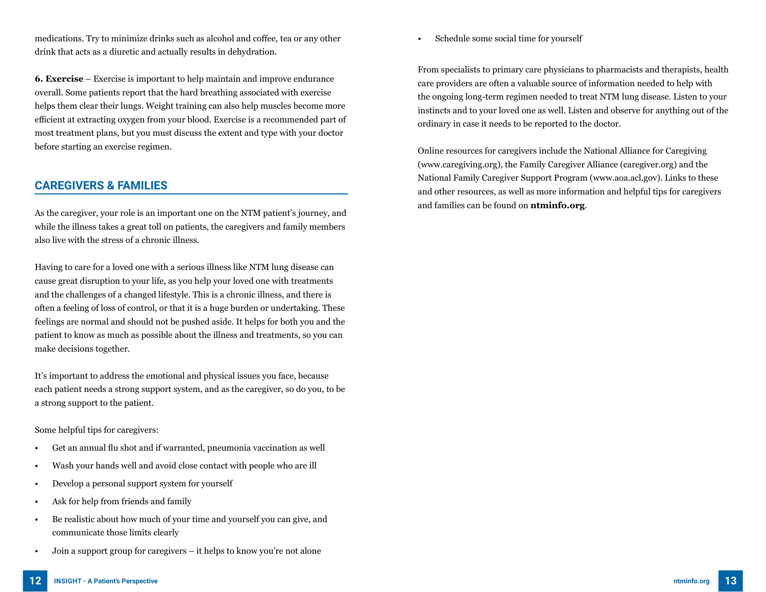medications. Try to minimize drinks such as alcohol and coffee, tea or any other drink that acts as a diuretic and actually results in dehydration.

**6. Exercise** – Exercise is important to help maintain and improve endurance overall. Some patients report that the hard breathing associated with exercise helps them clear their lungs. Weight training can also help muscles become more efficient at extracting oxygen from your blood. Exercise is a recommended part of most treatment plans, but you must discuss the extent and type with your doctor before starting an exercise regimen.

## CAREGIVERS & FAMILIES

As the caregiver, your role is an important one on the NTM patient's journey, and while the illness takes a great toll on patients, the caregivers and family members also live with the stress of a chronic illness.

Having to care for a loved one with a serious illness like NTM lung disease can cause great disruption to your life, as you help your loved one with treatments and the challenges of a changed lifestyle. This is a chronic illness, and there is often a feeling of loss of control, or that it is a huge burden or undertaking. These feelings are normal and should not be pushed aside. It helps for both you and the patient to know as much as possible about the illness and treatments, so you can make decisions together.

It's important to address the emotional and physical issues you face, because each patient needs a strong support system, and as the caregiver, so do you, to be a strong support to the patient.

Some helpful tips for caregivers:

- Get an annual flu shot and if warranted, pneumonia vaccination as well
- Wash your hands well and avoid close contact with people who are ill
- Develop a personal support system for yourself
- Ask for help from friends and family
- Be realistic about how much of your time and yourself you can give, and communicate those limits clearly
- Join a support group for caregivers – it helps to know you're not alone
- Schedule some social time for yourself

From specialists to primary care physicians to pharmacists and therapists, health care providers are often a valuable source of information needed to help with the ongoing long-term regimen needed to treat NTM lung disease. Listen to your instincts and to your loved one as well. Listen and observe for anything out of the ordinary in case it needs to be reported to the doctor.

Online resources for caregivers include the National Alliance for Caregiving (www.caregiving.org), the Family Caregiver Alliance (caregiver.org) and the National Family Caregiver Support Program (www.aoa.acl.gov). Links to these and other resources, as well as more information and helpful tips for caregivers and families can be found on **ntminfo.org**.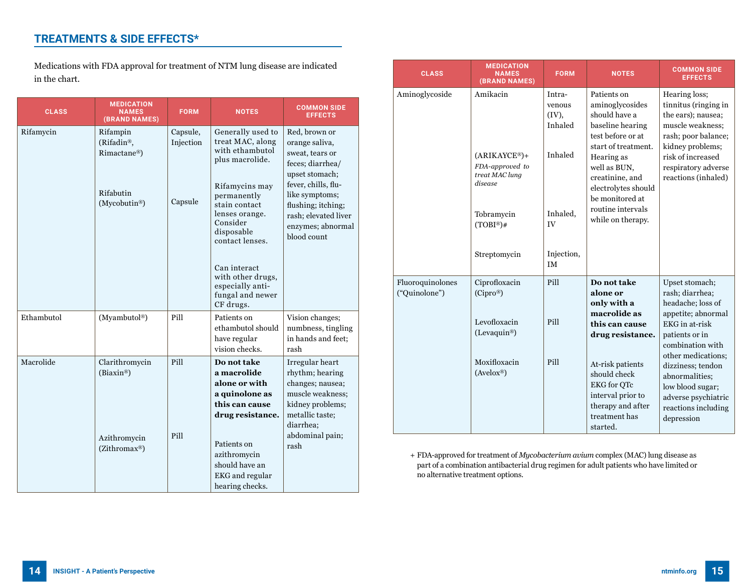## TREATMENTS & SIDE EFFECTS*

Medications with FDA approval for treatment of NTM lung disease are indicated in the chart.

| CLASS | MEDICATION NAMES (BRAND NAMES) | FORM | NOTES | COMMON SIDE EFFECTS |
|---|---|---|---|---|
| Rifamycin | Rifampin (Rifadin®, Rimactane®)<br><br>Rifabutin (Mycobutin®) | Capsule, Injection<br><br>Capsule | Generally used to treat MAC, along with ethambutol plus macrolide.<br><br>Rifamycins may permanently stain contact lenses orange. Consider disposable contact lenses.<br><br>Can interact with other drugs, especially anti-fungal and newer CF drugs. | Red, brown or orange saliva, sweat, tears or feces; diarrhea/ upset stomach; fever, chills, flu-like symptoms; flushing; itching; rash; elevated liver enzymes; abnormal blood count |
| Ethambutol | (Myambutol®) | Pill | Patients on ethambutol should have regular vision checks. | Vision changes; numbness, tingling in hands and feet; rash |
| Macrolide | Clarithromycin (Biaxin®)<br><br>Azithromycin (Zithromax®) | Pill<br><br>Pill | **Do not take a macrolide alone or with a quinolone as this can cause drug resistance.**<br><br>Patients on azithromycin should have an EKG and regular hearing checks. | Irregular heart rhythm; hearing changes; nausea; muscle weakness; kidney problems; metallic taste; diarrhea; abdominal pain; rash |
| Aminoglycoside | Amikacin<br><br>(ARIKAYCE®)+ *FDA-approved to treat MAC lung disease*<br><br>Tobramycin (TOBI®)#<br><br>Streptomycin | Intra-venous (IV), Inhaled<br><br>Inhaled<br><br>Inhaled, IV<br><br>Injection, IM | Patients on aminoglycosides should have a baseline hearing test before or at start of treatment. Hearing as well as BUN, creatinine, and electrolytes should be monitored at routine intervals while on therapy. | Hearing loss; tinnitus (ringing in the ears); nausea; muscle weakness; rash; poor balance; kidney problems; risk of increased respiratory adverse reactions (inhaled) |
| Fluoroquinolones ("Quinolone") | Ciprofloxacin (Cipro®)<br><br>Levofloxacin (Levaquin®)<br><br>Moxifloxacin (Avelox®) | Pill<br><br>Pill<br><br>Pill | **Do not take alone or only with a macrolide as this can cause drug resistance.**<br><br>At-risk patients should check EKG for QTc interval prior to therapy and after treatment has started. | Upset stomach; rash; diarrhea; headache; loss of appetite; abnormal EKG in at-risk patients or in combination with other medications; dizziness; tendon abnormalities; low blood sugar; adverse psychiatric reactions including depression |

+ FDA-approved for treatment of *Mycobacterium avium* complex (MAC) lung disease as part of a combination antibacterial drug regimen for adult patients who have limited or no alternative treatment options.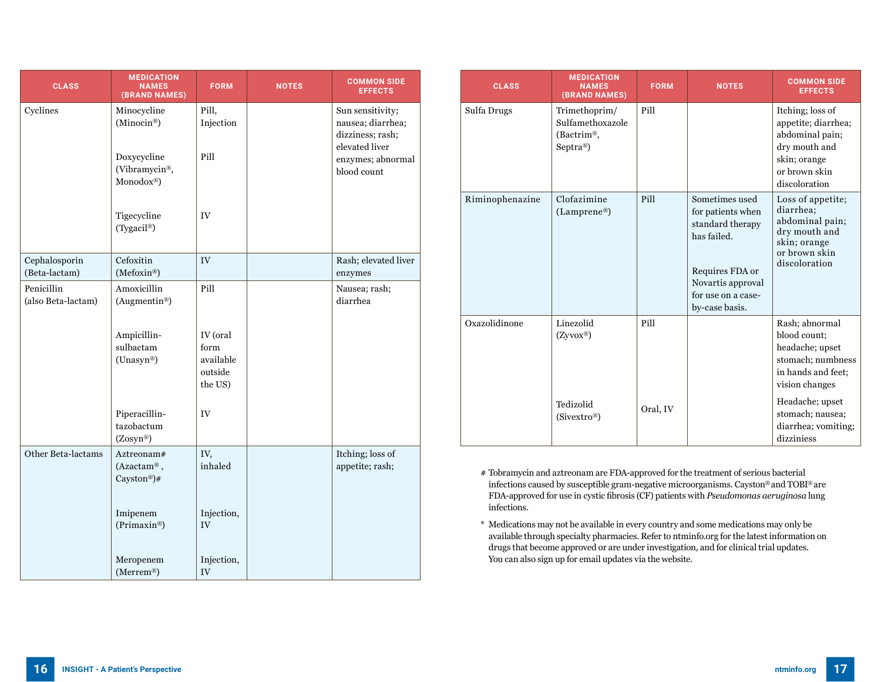| CLASS | MEDICATION NAMES (BRAND NAMES) | FORM | NOTES | COMMON SIDE EFFECTS |
|---|---|---|---|---|
| Cyclines | Minocycline (Minocin®) | Pill, Injection | | Sun sensitivity; nausea; diarrhea; dizziness; rash; elevated liver enzymes; abnormal blood count |
| | Doxycycline (Vibramycin®, Monodox®) | Pill | | |
| | Tigecycline (Tygacil®) | IV | | |
| Cephalosporin (Beta-lactam) | Cefoxitin (Mefoxin®) | IV | | Rash; elevated liver enzymes |
| Penicillin (also Beta-lactam) | Amoxicillin (Augmentin®) | Pill | | Nausea; rash; diarrhea |
| | Ampicillin-sulbactam (Unasyn®) | IV (oral form available outside the US) | | |
| | Piperacillin-tazobactum (Zosyn®) | IV | | |
| Other Beta-lactams | Aztreonam# (Azactam®, Cayston®)# | IV, inhaled | | Itching; loss of appetite; rash; |
| | Imipenem (Primaxin®) | Injection, IV | | |
| | Meropenem (Merrem®) | Injection, IV | | |

| CLASS | MEDICATION NAMES (BRAND NAMES) | FORM | NOTES | COMMON SIDE EFFECTS |
|---|---|---|---|---|
| Sulfa Drugs | Trimethoprim/ Sulfamethoxazole (Bactrim®, Septra®) | Pill | | Itching; loss of appetite; diarrhea; abdominal pain; dry mouth and skin; orange or brown skin discoloration |
| Riminophenazine | Clofazimine (Lamprene®) | Pill | Sometimes used for patients when standard therapy has failed. Requires FDA or Novartis approval for use on a case-by-case basis. | Loss of appetite; diarrhea; abdominal pain; dry mouth and skin; orange or brown skin discoloration |
| Oxazolidinone | Linezolid (Zyvox®) | Pill | | Rash; abnormal blood count; headache; upset stomach; numbness in hands and feet; vision changes |
| | Tedizolid (Sivextro®) | Oral, IV | | Headache; upset stomach; nausea; diarrhea; vomiting; dizziniess |

# Tobramycin and aztreonam are FDA-approved for the treatment of serious bacterial infections caused by susceptible gram-negative microorganisms. Cayston® and TOBI® are FDA-approved for use in cystic fibrosis (CF) patients with *Pseudomonas aeruginosa* lung infections.

* Medications may not be available in every country and some medications may only be available through specialty pharmacies. Refer to ntminfo.org for the latest information on drugs that become approved or are under investigation, and for clinical trial updates. You can also sign up for email updates via the website.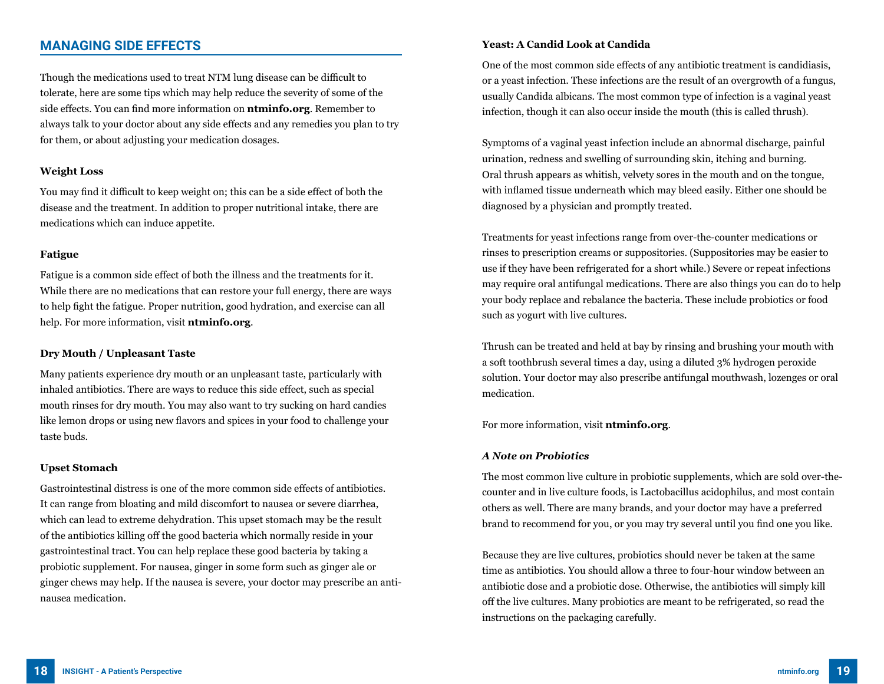## MANAGING SIDE EFFECTS

Though the medications used to treat NTM lung disease can be difficult to tolerate, here are some tips which may help reduce the severity of some of the side effects. You can find more information on **ntminfo.org**. Remember to always talk to your doctor about any side effects and any remedies you plan to try for them, or about adjusting your medication dosages.

### Weight Loss

You may find it difficult to keep weight on; this can be a side effect of both the disease and the treatment. In addition to proper nutritional intake, there are medications which can induce appetite.

### Fatigue

Fatigue is a common side effect of both the illness and the treatments for it. While there are no medications that can restore your full energy, there are ways to help fight the fatigue. Proper nutrition, good hydration, and exercise can all help. For more information, visit **ntminfo.org**.

### Dry Mouth / Unpleasant Taste

Many patients experience dry mouth or an unpleasant taste, particularly with inhaled antibiotics. There are ways to reduce this side effect, such as special mouth rinses for dry mouth. You may also want to try sucking on hard candies like lemon drops or using new flavors and spices in your food to challenge your taste buds.

### Upset Stomach

Gastrointestinal distress is one of the more common side effects of antibiotics. It can range from bloating and mild discomfort to nausea or severe diarrhea, which can lead to extreme dehydration. This upset stomach may be the result of the antibiotics killing off the good bacteria which normally reside in your gastrointestinal tract. You can help replace these good bacteria by taking a probiotic supplement. For nausea, ginger in some form such as ginger ale or ginger chews may help. If the nausea is severe, your doctor may prescribe an anti-nausea medication.

### Yeast: A Candid Look at Candida

One of the most common side effects of any antibiotic treatment is candidiasis, or a yeast infection. These infections are the result of an overgrowth of a fungus, usually Candida albicans. The most common type of infection is a vaginal yeast infection, though it can also occur inside the mouth (this is called thrush).

Symptoms of a vaginal yeast infection include an abnormal discharge, painful urination, redness and swelling of surrounding skin, itching and burning. Oral thrush appears as whitish, velvety sores in the mouth and on the tongue, with inflamed tissue underneath which may bleed easily. Either one should be diagnosed by a physician and promptly treated.

Treatments for yeast infections range from over-the-counter medications or rinses to prescription creams or suppositories. (Suppositories may be easier to use if they have been refrigerated for a short while.) Severe or repeat infections may require oral antifungal medications. There are also things you can do to help your body replace and rebalance the bacteria. These include probiotics or food such as yogurt with live cultures.

Thrush can be treated and held at bay by rinsing and brushing your mouth with a soft toothbrush several times a day, using a diluted 3% hydrogen peroxide solution. Your doctor may also prescribe antifungal mouthwash, lozenges or oral medication.

For more information, visit **ntminfo.org**.

#### *A Note on Probiotics*

The most common live culture in probiotic supplements, which are sold over-the-counter and in live culture foods, is Lactobacillus acidophilus, and most contain others as well. There are many brands, and your doctor may have a preferred brand to recommend for you, or you may try several until you find one you like.

Because they are live cultures, probiotics should never be taken at the same time as antibiotics. You should allow a three to four-hour window between an antibiotic dose and a probiotic dose. Otherwise, the antibiotics will simply kill off the live cultures. Many probiotics are meant to be refrigerated, so read the instructions on the packaging carefully.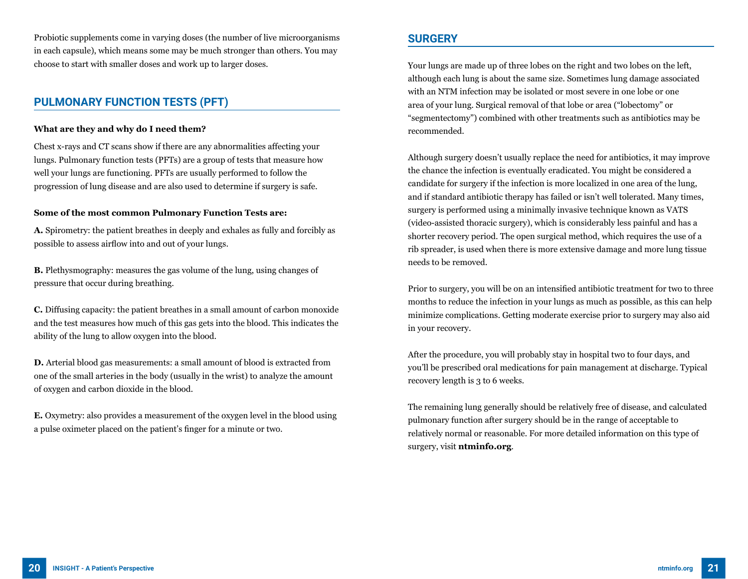Probiotic supplements come in varying doses (the number of live microorganisms in each capsule), which means some may be much stronger than others. You may choose to start with smaller doses and work up to larger doses.

## PULMONARY FUNCTION TESTS (PFT)

**What are they and why do I need them?**

Chest x-rays and CT scans show if there are any abnormalities affecting your lungs. Pulmonary function tests (PFTs) are a group of tests that measure how well your lungs are functioning. PFTs are usually performed to follow the progression of lung disease and are also used to determine if surgery is safe.

**Some of the most common Pulmonary Function Tests are:**

**A.** Spirometry: the patient breathes in deeply and exhales as fully and forcibly as possible to assess airflow into and out of your lungs.

**B.** Plethysmography: measures the gas volume of the lung, using changes of pressure that occur during breathing.

**C.** Diffusing capacity: the patient breathes in a small amount of carbon monoxide and the test measures how much of this gas gets into the blood. This indicates the ability of the lung to allow oxygen into the blood.

**D.** Arterial blood gas measurements: a small amount of blood is extracted from one of the small arteries in the body (usually in the wrist) to analyze the amount of oxygen and carbon dioxide in the blood.

**E.** Oxymetry: also provides a measurement of the oxygen level in the blood using a pulse oximeter placed on the patient's finger for a minute or two.

## SURGERY

Your lungs are made up of three lobes on the right and two lobes on the left, although each lung is about the same size. Sometimes lung damage associated with an NTM infection may be isolated or most severe in one lobe or one area of your lung. Surgical removal of that lobe or area ("lobectomy" or "segmentectomy") combined with other treatments such as antibiotics may be recommended.

Although surgery doesn't usually replace the need for antibiotics, it may improve the chance the infection is eventually eradicated. You might be considered a candidate for surgery if the infection is more localized in one area of the lung, and if standard antibiotic therapy has failed or isn't well tolerated. Many times, surgery is performed using a minimally invasive technique known as VATS (video-assisted thoracic surgery), which is considerably less painful and has a shorter recovery period. The open surgical method, which requires the use of a rib spreader, is used when there is more extensive damage and more lung tissue needs to be removed.

Prior to surgery, you will be on an intensified antibiotic treatment for two to three months to reduce the infection in your lungs as much as possible, as this can help minimize complications. Getting moderate exercise prior to surgery may also aid in your recovery.

After the procedure, you will probably stay in hospital two to four days, and you'll be prescribed oral medications for pain management at discharge. Typical recovery length is 3 to 6 weeks.

The remaining lung generally should be relatively free of disease, and calculated pulmonary function after surgery should be in the range of acceptable to relatively normal or reasonable. For more detailed information on this type of surgery, visit **ntminfo.org**.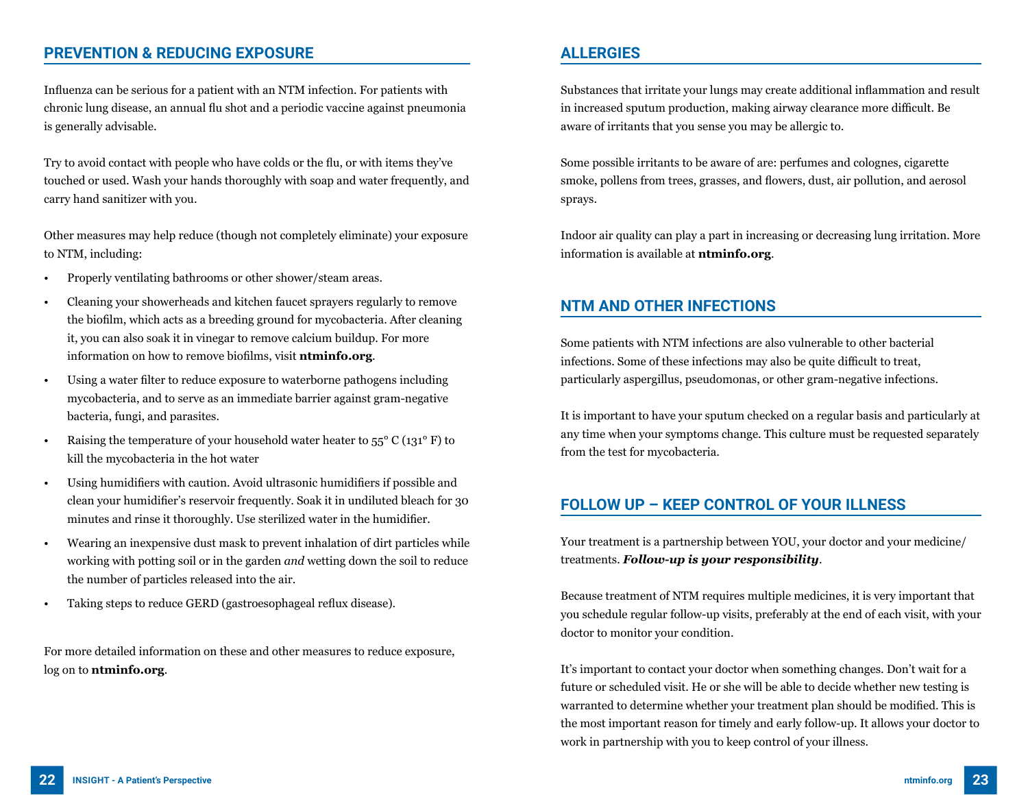## PREVENTION & REDUCING EXPOSURE

Influenza can be serious for a patient with an NTM infection. For patients with chronic lung disease, an annual flu shot and a periodic vaccine against pneumonia is generally advisable.

Try to avoid contact with people who have colds or the flu, or with items they've touched or used. Wash your hands thoroughly with soap and water frequently, and carry hand sanitizer with you.

Other measures may help reduce (though not completely eliminate) your exposure to NTM, including:

- Properly ventilating bathrooms or other shower/steam areas.
- Cleaning your showerheads and kitchen faucet sprayers regularly to remove the biofilm, which acts as a breeding ground for mycobacteria. After cleaning it, you can also soak it in vinegar to remove calcium buildup. For more information on how to remove biofilms, visit **ntminfo.org**.
- Using a water filter to reduce exposure to waterborne pathogens including mycobacteria, and to serve as an immediate barrier against gram-negative bacteria, fungi, and parasites.
- Raising the temperature of your household water heater to 55° C (131° F) to kill the mycobacteria in the hot water
- Using humidifiers with caution. Avoid ultrasonic humidifiers if possible and clean your humidifier's reservoir frequently. Soak it in undiluted bleach for 30 minutes and rinse it thoroughly. Use sterilized water in the humidifier.
- Wearing an inexpensive dust mask to prevent inhalation of dirt particles while working with potting soil or in the garden *and* wetting down the soil to reduce the number of particles released into the air.
- Taking steps to reduce GERD (gastroesophageal reflux disease).

For more detailed information on these and other measures to reduce exposure, log on to **ntminfo.org**.

## ALLERGIES

Substances that irritate your lungs may create additional inflammation and result in increased sputum production, making airway clearance more difficult. Be aware of irritants that you sense you may be allergic to.

Some possible irritants to be aware of are: perfumes and colognes, cigarette smoke, pollens from trees, grasses, and flowers, dust, air pollution, and aerosol sprays.

Indoor air quality can play a part in increasing or decreasing lung irritation. More information is available at **ntminfo.org**.

## NTM AND OTHER INFECTIONS

Some patients with NTM infections are also vulnerable to other bacterial infections. Some of these infections may also be quite difficult to treat, particularly aspergillus, pseudomonas, or other gram-negative infections.

It is important to have your sputum checked on a regular basis and particularly at any time when your symptoms change. This culture must be requested separately from the test for mycobacteria.

## FOLLOW UP – KEEP CONTROL OF YOUR ILLNESS

Your treatment is a partnership between YOU, your doctor and your medicine/treatments. ***Follow-up is your responsibility***.

Because treatment of NTM requires multiple medicines, it is very important that you schedule regular follow-up visits, preferably at the end of each visit, with your doctor to monitor your condition.

It's important to contact your doctor when something changes. Don't wait for a future or scheduled visit. He or she will be able to decide whether new testing is warranted to determine whether your treatment plan should be modified. This is the most important reason for timely and early follow-up. It allows your doctor to work in partnership with you to keep control of your illness.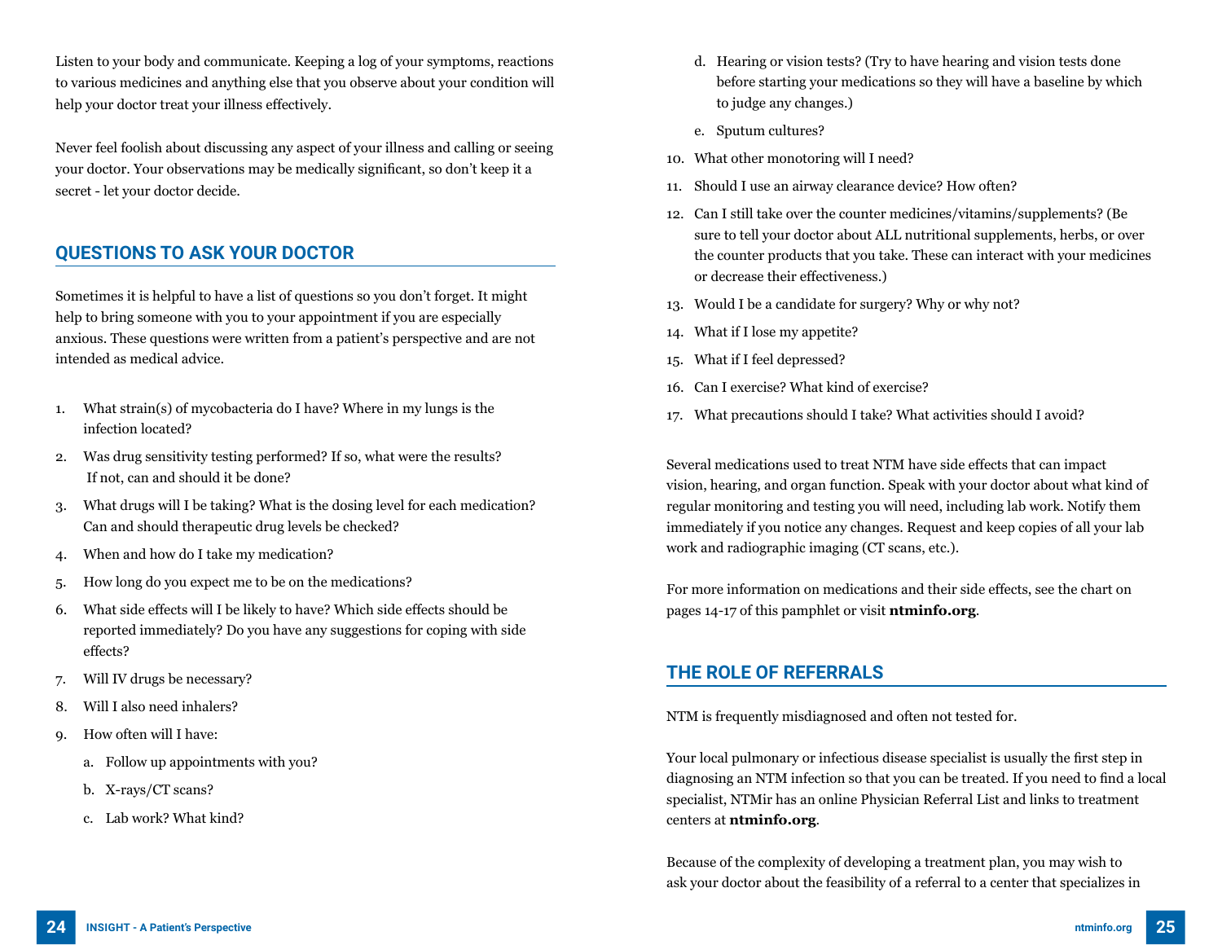Listen to your body and communicate. Keeping a log of your symptoms, reactions to various medicines and anything else that you observe about your condition will help your doctor treat your illness effectively.

Never feel foolish about discussing any aspect of your illness and calling or seeing your doctor. Your observations may be medically significant, so don't keep it a secret - let your doctor decide.

## QUESTIONS TO ASK YOUR DOCTOR

Sometimes it is helpful to have a list of questions so you don't forget. It might help to bring someone with you to your appointment if you are especially anxious. These questions were written from a patient's perspective and are not intended as medical advice.

1. What strain(s) of mycobacteria do I have? Where in my lungs is the infection located?
2. Was drug sensitivity testing performed? If so, what were the results? If not, can and should it be done?
3. What drugs will I be taking? What is the dosing level for each medication? Can and should therapeutic drug levels be checked?
4. When and how do I take my medication?
5. How long do you expect me to be on the medications?
6. What side effects will I be likely to have? Which side effects should be reported immediately? Do you have any suggestions for coping with side effects?
7. Will IV drugs be necessary?
8. Will I also need inhalers?
9. How often will I have:
   a. Follow up appointments with you?
   b. X-rays/CT scans?
   c. Lab work? What kind?
   d. Hearing or vision tests? (Try to have hearing and vision tests done before starting your medications so they will have a baseline by which to judge any changes.)
   e. Sputum cultures?
10. What other monotoring will I need?
11. Should I use an airway clearance device? How often?
12. Can I still take over the counter medicines/vitamins/supplements? (Be sure to tell your doctor about ALL nutritional supplements, herbs, or over the counter products that you take. These can interact with your medicines or decrease their effectiveness.)
13. Would I be a candidate for surgery? Why or why not?
14. What if I lose my appetite?
15. What if I feel depressed?
16. Can I exercise? What kind of exercise?
17. What precautions should I take? What activities should I avoid?

Several medications used to treat NTM have side effects that can impact vision, hearing, and organ function. Speak with your doctor about what kind of regular monitoring and testing you will need, including lab work. Notify them immediately if you notice any changes. Request and keep copies of all your lab work and radiographic imaging (CT scans, etc.).

For more information on medications and their side effects, see the chart on pages 14-17 of this pamphlet or visit **ntminfo.org**.

## THE ROLE OF REFERRALS

NTM is frequently misdiagnosed and often not tested for.

Your local pulmonary or infectious disease specialist is usually the first step in diagnosing an NTM infection so that you can be treated. If you need to find a local specialist, NTMir has an online Physician Referral List and links to treatment centers at **ntminfo.org**.

Because of the complexity of developing a treatment plan, you may wish to ask your doctor about the feasibility of a referral to a center that specializes in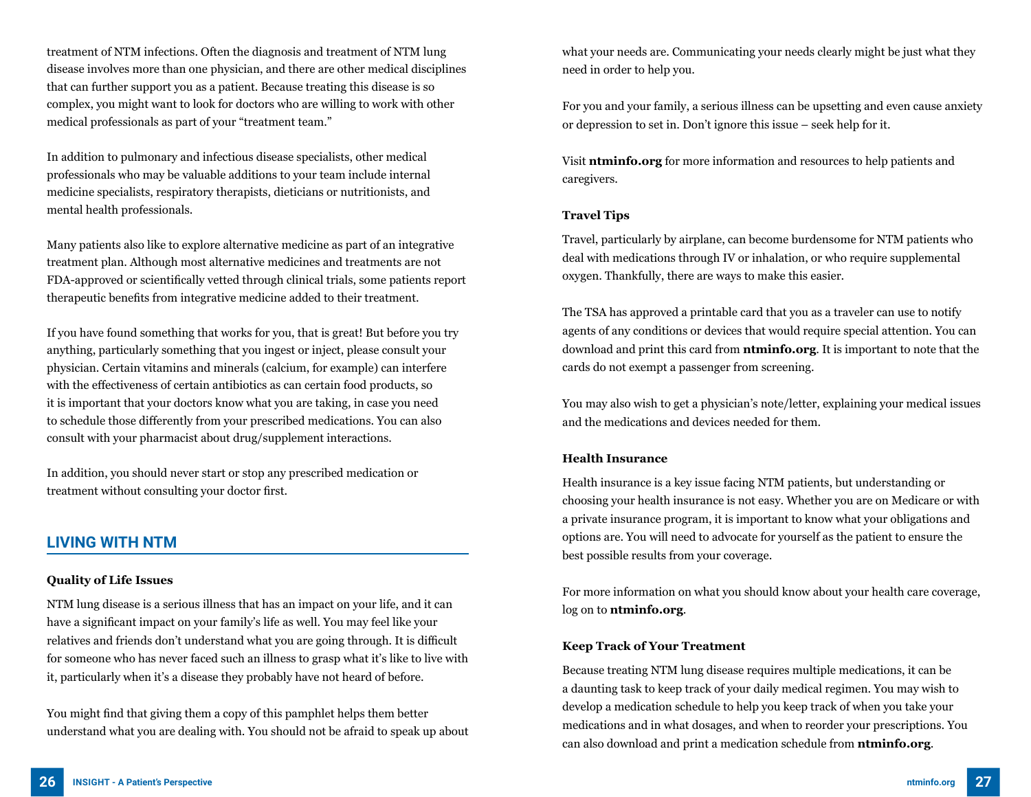treatment of NTM infections. Often the diagnosis and treatment of NTM lung disease involves more than one physician, and there are other medical disciplines that can further support you as a patient. Because treating this disease is so complex, you might want to look for doctors who are willing to work with other medical professionals as part of your "treatment team."

In addition to pulmonary and infectious disease specialists, other medical professionals who may be valuable additions to your team include internal medicine specialists, respiratory therapists, dieticians or nutritionists, and mental health professionals.

Many patients also like to explore alternative medicine as part of an integrative treatment plan. Although most alternative medicines and treatments are not FDA-approved or scientifically vetted through clinical trials, some patients report therapeutic benefits from integrative medicine added to their treatment.

If you have found something that works for you, that is great! But before you try anything, particularly something that you ingest or inject, please consult your physician. Certain vitamins and minerals (calcium, for example) can interfere with the effectiveness of certain antibiotics as can certain food products, so it is important that your doctors know what you are taking, in case you need to schedule those differently from your prescribed medications. You can also consult with your pharmacist about drug/supplement interactions.

In addition, you should never start or stop any prescribed medication or treatment without consulting your doctor first.

## LIVING WITH NTM

### Quality of Life Issues

NTM lung disease is a serious illness that has an impact on your life, and it can have a significant impact on your family's life as well. You may feel like your relatives and friends don't understand what you are going through. It is difficult for someone who has never faced such an illness to grasp what it's like to live with it, particularly when it's a disease they probably have not heard of before.

You might find that giving them a copy of this pamphlet helps them better understand what you are dealing with. You should not be afraid to speak up about what your needs are. Communicating your needs clearly might be just what they need in order to help you.

For you and your family, a serious illness can be upsetting and even cause anxiety or depression to set in. Don't ignore this issue – seek help for it.

Visit **ntminfo.org** for more information and resources to help patients and caregivers.

### Travel Tips

Travel, particularly by airplane, can become burdensome for NTM patients who deal with medications through IV or inhalation, or who require supplemental oxygen. Thankfully, there are ways to make this easier.

The TSA has approved a printable card that you as a traveler can use to notify agents of any conditions or devices that would require special attention. You can download and print this card from **ntminfo.org**. It is important to note that the cards do not exempt a passenger from screening.

You may also wish to get a physician's note/letter, explaining your medical issues and the medications and devices needed for them.

### Health Insurance

Health insurance is a key issue facing NTM patients, but understanding or choosing your health insurance is not easy. Whether you are on Medicare or with a private insurance program, it is important to know what your obligations and options are. You will need to advocate for yourself as the patient to ensure the best possible results from your coverage.

For more information on what you should know about your health care coverage, log on to **ntminfo.org**.

### Keep Track of Your Treatment

Because treating NTM lung disease requires multiple medications, it can be a daunting task to keep track of your daily medical regimen. You may wish to develop a medication schedule to help you keep track of when you take your medications and in what dosages, and when to reorder your prescriptions. You can also download and print a medication schedule from **ntminfo.org**.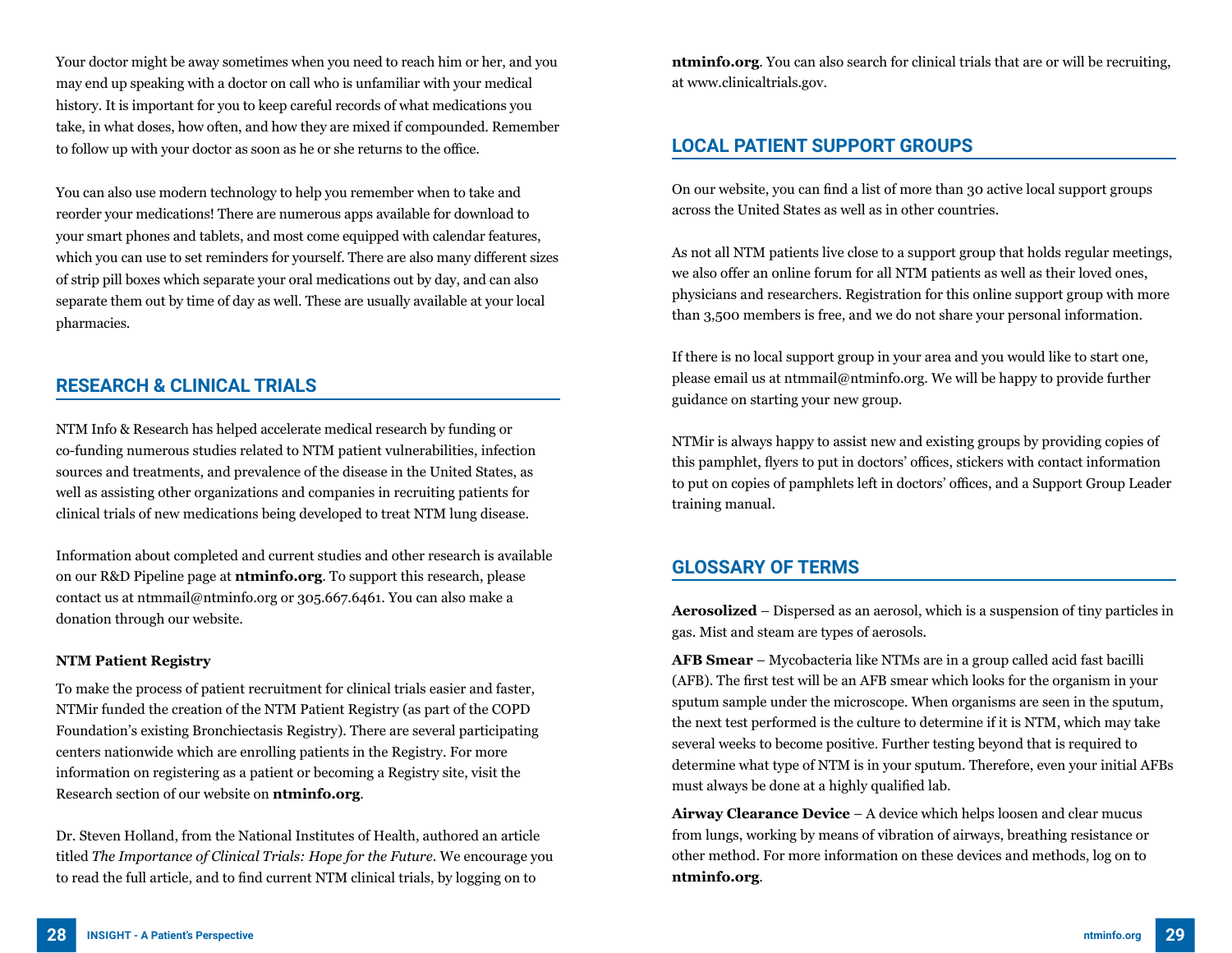Your doctor might be away sometimes when you need to reach him or her, and you may end up speaking with a doctor on call who is unfamiliar with your medical history. It is important for you to keep careful records of what medications you take, in what doses, how often, and how they are mixed if compounded. Remember to follow up with your doctor as soon as he or she returns to the office.

You can also use modern technology to help you remember when to take and reorder your medications! There are numerous apps available for download to your smart phones and tablets, and most come equipped with calendar features, which you can use to set reminders for yourself. There are also many different sizes of strip pill boxes which separate your oral medications out by day, and can also separate them out by time of day as well. These are usually available at your local pharmacies.

## RESEARCH & CLINICAL TRIALS

NTM Info & Research has helped accelerate medical research by funding or co-funding numerous studies related to NTM patient vulnerabilities, infection sources and treatments, and prevalence of the disease in the United States, as well as assisting other organizations and companies in recruiting patients for clinical trials of new medications being developed to treat NTM lung disease.

Information about completed and current studies and other research is available on our R&D Pipeline page at **ntminfo.org**. To support this research, please contact us at ntmmail@ntminfo.org or 305.667.6461. You can also make a donation through our website.

### NTM Patient Registry

To make the process of patient recruitment for clinical trials easier and faster, NTMir funded the creation of the NTM Patient Registry (as part of the COPD Foundation's existing Bronchiectasis Registry). There are several participating centers nationwide which are enrolling patients in the Registry. For more information on registering as a patient or becoming a Registry site, visit the Research section of our website on **ntminfo.org**.

Dr. Steven Holland, from the National Institutes of Health, authored an article titled *The Importance of Clinical Trials: Hope for the Future*. We encourage you to read the full article, and to find current NTM clinical trials, by logging on to **ntminfo.org**. You can also search for clinical trials that are or will be recruiting, at www.clinicaltrials.gov.

## LOCAL PATIENT SUPPORT GROUPS

On our website, you can find a list of more than 30 active local support groups across the United States as well as in other countries.

As not all NTM patients live close to a support group that holds regular meetings, we also offer an online forum for all NTM patients as well as their loved ones, physicians and researchers. Registration for this online support group with more than 3,500 members is free, and we do not share your personal information.

If there is no local support group in your area and you would like to start one, please email us at ntmmail@ntminfo.org. We will be happy to provide further guidance on starting your new group.

NTMir is always happy to assist new and existing groups by providing copies of this pamphlet, flyers to put in doctors' offices, stickers with contact information to put on copies of pamphlets left in doctors' offices, and a Support Group Leader training manual.

## GLOSSARY OF TERMS

**Aerosolized** – Dispersed as an aerosol, which is a suspension of tiny particles in gas. Mist and steam are types of aerosols.

**AFB Smear** – Mycobacteria like NTMs are in a group called acid fast bacilli (AFB). The first test will be an AFB smear which looks for the organism in your sputum sample under the microscope. When organisms are seen in the sputum, the next test performed is the culture to determine if it is NTM, which may take several weeks to become positive. Further testing beyond that is required to determine what type of NTM is in your sputum. Therefore, even your initial AFBs must always be done at a highly qualified lab.

**Airway Clearance Device** – A device which helps loosen and clear mucus from lungs, working by means of vibration of airways, breathing resistance or other method. For more information on these devices and methods, log on to **ntminfo.org**.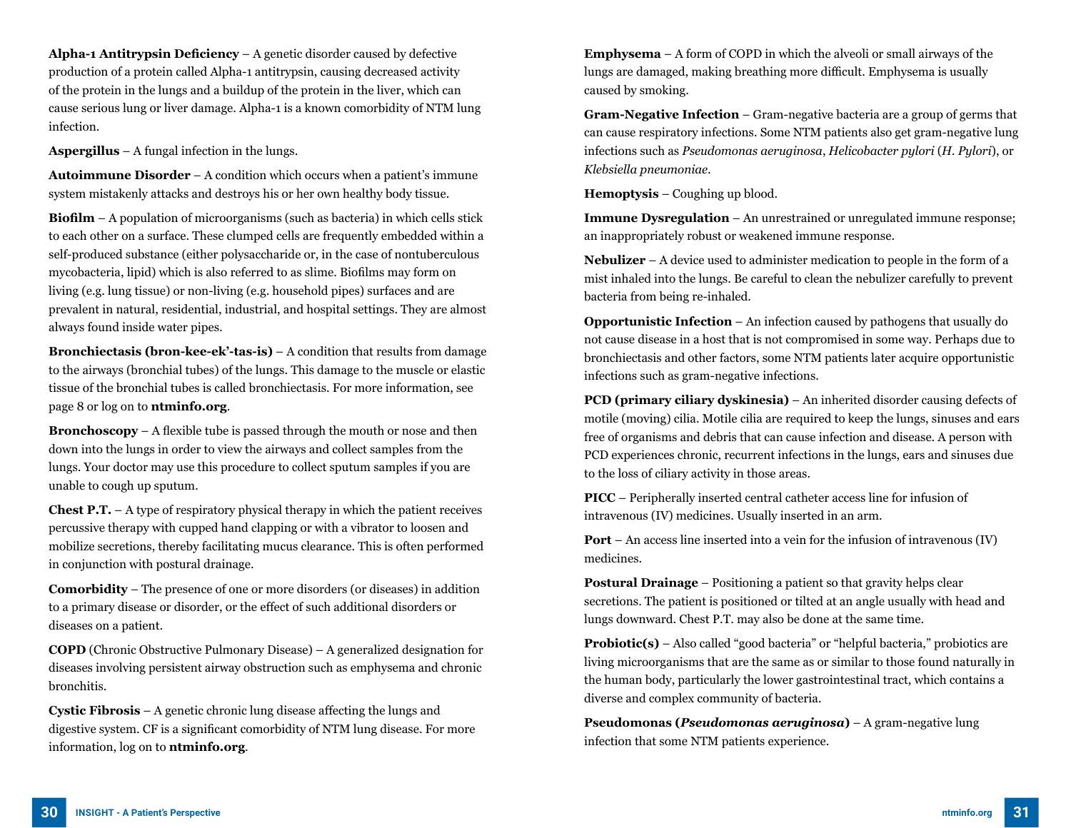**Alpha-1 Antitrypsin Deficiency** – A genetic disorder caused by defective production of a protein called Alpha-1 antitrypsin, causing decreased activity of the protein in the lungs and a buildup of the protein in the liver, which can cause serious lung or liver damage. Alpha-1 is a known comorbidity of NTM lung infection.

**Aspergillus** – A fungal infection in the lungs.

**Autoimmune Disorder** – A condition which occurs when a patient's immune system mistakenly attacks and destroys his or her own healthy body tissue.

**Biofilm** – A population of microorganisms (such as bacteria) in which cells stick to each other on a surface. These clumped cells are frequently embedded within a self-produced substance (either polysaccharide or, in the case of nontuberculous mycobacteria, lipid) which is also referred to as slime. Biofilms may form on living (e.g. lung tissue) or non-living (e.g. household pipes) surfaces and are prevalent in natural, residential, industrial, and hospital settings. They are almost always found inside water pipes.

**Bronchiectasis (bron-kee-ek'-tas-is)** – A condition that results from damage to the airways (bronchial tubes) of the lungs. This damage to the muscle or elastic tissue of the bronchial tubes is called bronchiectasis. For more information, see page 8 or log on to **ntminfo.org**.

**Bronchoscopy** – A flexible tube is passed through the mouth or nose and then down into the lungs in order to view the airways and collect samples from the lungs. Your doctor may use this procedure to collect sputum samples if you are unable to cough up sputum.

**Chest P.T.** – A type of respiratory physical therapy in which the patient receives percussive therapy with cupped hand clapping or with a vibrator to loosen and mobilize secretions, thereby facilitating mucus clearance. This is often performed in conjunction with postural drainage.

**Comorbidity** – The presence of one or more disorders (or diseases) in addition to a primary disease or disorder, or the effect of such additional disorders or diseases on a patient.

**COPD** (Chronic Obstructive Pulmonary Disease) – A generalized designation for diseases involving persistent airway obstruction such as emphysema and chronic bronchitis.

**Cystic Fibrosis** – A genetic chronic lung disease affecting the lungs and digestive system. CF is a significant comorbidity of NTM lung disease. For more information, log on to **ntminfo.org**.

**Emphysema** – A form of COPD in which the alveoli or small airways of the lungs are damaged, making breathing more difficult. Emphysema is usually caused by smoking.

**Gram-Negative Infection** – Gram-negative bacteria are a group of germs that can cause respiratory infections. Some NTM patients also get gram-negative lung infections such as *Pseudomonas aeruginosa*, *Helicobacter pylori* (*H. Pylori*), or *Klebsiella pneumoniae*.

**Hemoptysis** – Coughing up blood.

**Immune Dysregulation** – An unrestrained or unregulated immune response; an inappropriately robust or weakened immune response.

**Nebulizer** – A device used to administer medication to people in the form of a mist inhaled into the lungs. Be careful to clean the nebulizer carefully to prevent bacteria from being re-inhaled.

**Opportunistic Infection** – An infection caused by pathogens that usually do not cause disease in a host that is not compromised in some way. Perhaps due to bronchiectasis and other factors, some NTM patients later acquire opportunistic infections such as gram-negative infections.

**PCD (primary ciliary dyskinesia)** – An inherited disorder causing defects of motile (moving) cilia. Motile cilia are required to keep the lungs, sinuses and ears free of organisms and debris that can cause infection and disease. A person with PCD experiences chronic, recurrent infections in the lungs, ears and sinuses due to the loss of ciliary activity in those areas.

**PICC** – Peripherally inserted central catheter access line for infusion of intravenous (IV) medicines. Usually inserted in an arm.

**Port** – An access line inserted into a vein for the infusion of intravenous (IV) medicines.

**Postural Drainage** – Positioning a patient so that gravity helps clear secretions. The patient is positioned or tilted at an angle usually with head and lungs downward. Chest P.T. may also be done at the same time.

**Probiotic(s)** – Also called "good bacteria" or "helpful bacteria," probiotics are living microorganisms that are the same as or similar to those found naturally in the human body, particularly the lower gastrointestinal tract, which contains a diverse and complex community of bacteria.

**Pseudomonas (*Pseudomonas aeruginosa*)** – A gram-negative lung infection that some NTM patients experience.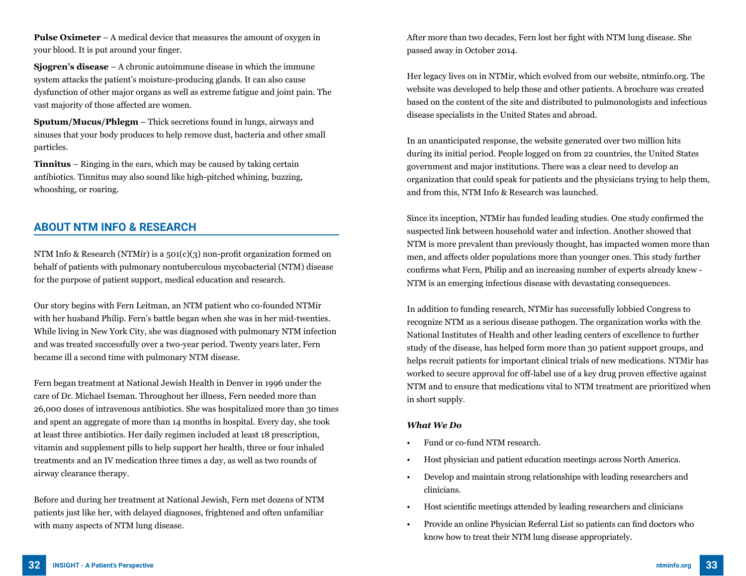**Pulse Oximeter** – A medical device that measures the amount of oxygen in your blood. It is put around your finger.

**Sjogren's disease** – A chronic autoimmune disease in which the immune system attacks the patient's moisture-producing glands. It can also cause dysfunction of other major organs as well as extreme fatigue and joint pain. The vast majority of those affected are women.

**Sputum/Mucus/Phlegm** – Thick secretions found in lungs, airways and sinuses that your body produces to help remove dust, bacteria and other small particles.

**Tinnitus** – Ringing in the ears, which may be caused by taking certain antibiotics. Tinnitus may also sound like high-pitched whining, buzzing, whooshing, or roaring.

## ABOUT NTM INFO & RESEARCH

NTM Info & Research (NTMir) is a 501(c)(3) non-profit organization formed on behalf of patients with pulmonary nontuberculous mycobacterial (NTM) disease for the purpose of patient support, medical education and research.

Our story begins with Fern Leitman, an NTM patient who co-founded NTMir with her husband Philip. Fern's battle began when she was in her mid-twenties. While living in New York City, she was diagnosed with pulmonary NTM infection and was treated successfully over a two-year period. Twenty years later, Fern became ill a second time with pulmonary NTM disease.

Fern began treatment at National Jewish Health in Denver in 1996 under the care of Dr. Michael Iseman. Throughout her illness, Fern needed more than 26,000 doses of intravenous antibiotics. She was hospitalized more than 30 times and spent an aggregate of more than 14 months in hospital. Every day, she took at least three antibiotics. Her daily regimen included at least 18 prescription, vitamin and supplement pills to help support her health, three or four inhaled treatments and an IV medication three times a day, as well as two rounds of airway clearance therapy.

Before and during her treatment at National Jewish, Fern met dozens of NTM patients just like her, with delayed diagnoses, frightened and often unfamiliar with many aspects of NTM lung disease.

After more than two decades, Fern lost her fight with NTM lung disease. She passed away in October 2014.

Her legacy lives on in NTMir, which evolved from our website, ntminfo.org. The website was developed to help those and other patients. A brochure was created based on the content of the site and distributed to pulmonologists and infectious disease specialists in the United States and abroad.

In an unanticipated response, the website generated over two million hits during its initial period. People logged on from 22 countries, the United States government and major institutions. There was a clear need to develop an organization that could speak for patients and the physicians trying to help them, and from this, NTM Info & Research was launched.

Since its inception, NTMir has funded leading studies. One study confirmed the suspected link between household water and infection. Another showed that NTM is more prevalent than previously thought, has impacted women more than men, and affects older populations more than younger ones. This study further confirms what Fern, Philip and an increasing number of experts already knew - NTM is an emerging infectious disease with devastating consequences.

In addition to funding research, NTMir has successfully lobbied Congress to recognize NTM as a serious disease pathogen. The organization works with the National Institutes of Health and other leading centers of excellence to further study of the disease, has helped form more than 30 patient support groups, and helps recruit patients for important clinical trials of new medications. NTMir has worked to secure approval for off-label use of a key drug proven effective against NTM and to ensure that medications vital to NTM treatment are prioritized when in short supply.

***What We Do***

- Fund or co-fund NTM research.
- Host physician and patient education meetings across North America.
- Develop and maintain strong relationships with leading researchers and clinicians.
- Host scientific meetings attended by leading researchers and clinicians
- Provide an online Physician Referral List so patients can find doctors who know how to treat their NTM lung disease appropriately.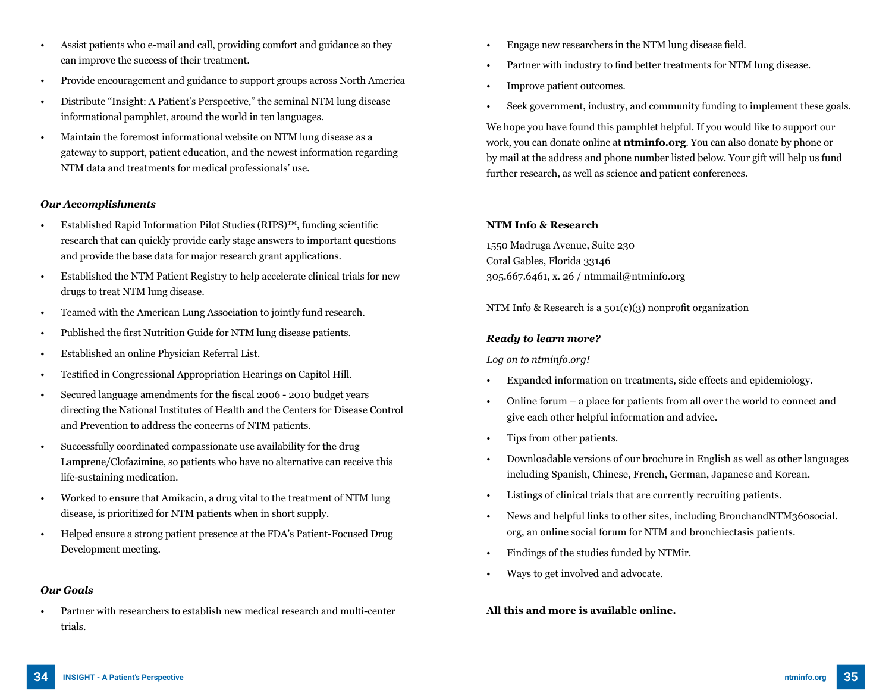- Assist patients who e-mail and call, providing comfort and guidance so they can improve the success of their treatment.
- Provide encouragement and guidance to support groups across North America
- Distribute "Insight: A Patient's Perspective," the seminal NTM lung disease informational pamphlet, around the world in ten languages.
- Maintain the foremost informational website on NTM lung disease as a gateway to support, patient education, and the newest information regarding NTM data and treatments for medical professionals' use.

### *Our Accomplishments*

- Established Rapid Information Pilot Studies (RIPS)™, funding scientific research that can quickly provide early stage answers to important questions and provide the base data for major research grant applications.
- Established the NTM Patient Registry to help accelerate clinical trials for new drugs to treat NTM lung disease.
- Teamed with the American Lung Association to jointly fund research.
- Published the first Nutrition Guide for NTM lung disease patients.
- Established an online Physician Referral List.
- Testified in Congressional Appropriation Hearings on Capitol Hill.
- Secured language amendments for the fiscal 2006 - 2010 budget years directing the National Institutes of Health and the Centers for Disease Control and Prevention to address the concerns of NTM patients.
- Successfully coordinated compassionate use availability for the drug Lamprene/Clofazimine, so patients who have no alternative can receive this life-sustaining medication.
- Worked to ensure that Amikacin, a drug vital to the treatment of NTM lung disease, is prioritized for NTM patients when in short supply.
- Helped ensure a strong patient presence at the FDA's Patient-Focused Drug Development meeting.

### *Our Goals*

- Partner with researchers to establish new medical research and multi-center trials.
- Engage new researchers in the NTM lung disease field.
- Partner with industry to find better treatments for NTM lung disease.
- Improve patient outcomes.
- Seek government, industry, and community funding to implement these goals.

We hope you have found this pamphlet helpful. If you would like to support our work, you can donate online at **ntminfo.org**. You can also donate by phone or by mail at the address and phone number listed below. Your gift will help us fund further research, as well as science and patient conferences.

**NTM Info & Research**

1550 Madruga Avenue, Suite 230
Coral Gables, Florida 33146
305.667.6461, x. 26 / ntmmail@ntminfo.org

NTM Info & Research is a 501(c)(3) nonprofit organization

### *Ready to learn more?*

*Log on to ntminfo.org!*

- Expanded information on treatments, side effects and epidemiology.
- Online forum – a place for patients from all over the world to connect and give each other helpful information and advice.
- Tips from other patients.
- Downloadable versions of our brochure in English as well as other languages including Spanish, Chinese, French, German, Japanese and Korean.
- Listings of clinical trials that are currently recruiting patients.
- News and helpful links to other sites, including BronchandNTM360social.org, an online social forum for NTM and bronchiectasis patients.
- Findings of the studies funded by NTMir.
- Ways to get involved and advocate.

**All this and more is available online.**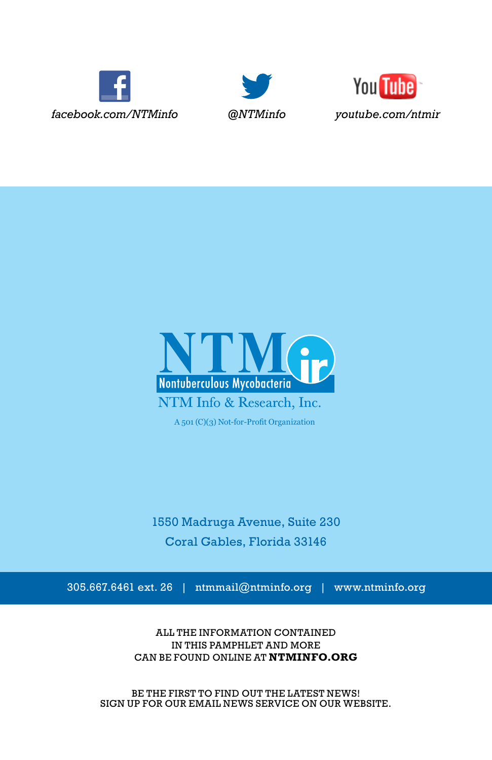*facebook.com/NTMinfo*

*@NTMinfo*

*youtube.com/ntmir*

NTM ir

Nontuberculous Mycobacteria

NTM Info & Research, Inc.

A 501 (C)(3) Not-for-Profit Organization

1550 Madruga Avenue, Suite 230
Coral Gables, Florida 33146

305.667.6461 ext. 26 | ntmmail@ntminfo.org | www.ntminfo.org

ALL THE INFORMATION CONTAINED IN THIS PAMPHLET AND MORE CAN BE FOUND ONLINE AT **NTMINFO.ORG**

BE THE FIRST TO FIND OUT THE LATEST NEWS!
SIGN UP FOR OUR EMAIL NEWS SERVICE ON OUR WEBSITE.